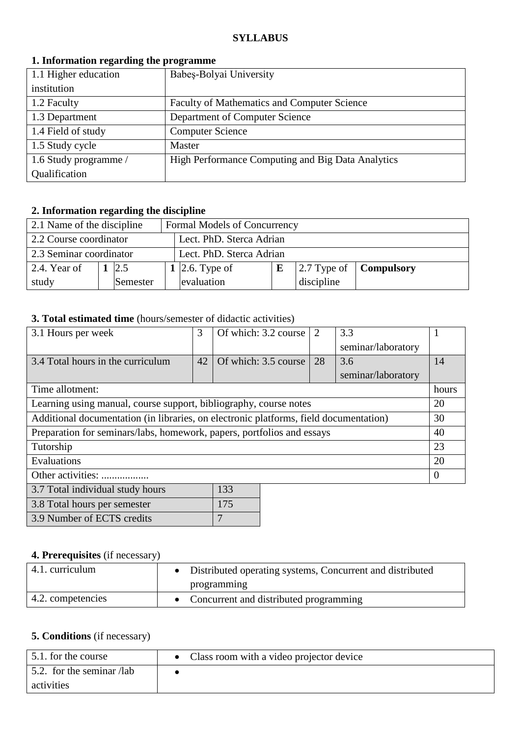**SYLLABUS**

## 1. Information regarding the programme

| | |
|---|---|
| 1.1 Higher education institution | Babeş-Bolyai University |
| 1.2 Faculty | Faculty of Mathematics and Computer Science |
| 1.3 Department | Department of Computer Science |
| 1.4 Field of study | Computer Science |
| 1.5 Study cycle | Master |
| 1.6 Study programme / Qualification | High Performance Computing and Big Data Analytics |

## 2. Information regarding the discipline

| | | | | | | | |
|---|---|---|---|---|---|---|---|
| 2.1 Name of the discipline | Formal Models of Concurrency | | | | | | |
| 2.2 Course coordinator | Lect. PhD. Sterca Adrian | | | | | | |
| 2.3 Seminar coordinator | Lect. PhD. Sterca Adrian | | | | | | |
| 2.4. Year of study | **1** | 2.5 Semester | **1** | 2.6. Type of evaluation | **E** | 2.7 Type of discipline | **Compulsory** |

## 3. Total estimated time (hours/semester of didactic activities)

| | | | | | |
|---|---|---|---|---|---|
| 3.1 Hours per week | 3 | Of which: 3.2 course | 2 | 3.3 seminar/laboratory | 1 |
| 3.4 Total hours in the curriculum | 42 | Of which: 3.5 course | 28 | 3.6 seminar/laboratory | 14 |

| Time allotment: | hours |
|---|---|
| Learning using manual, course support, bibliography, course notes | 20 |
| Additional documentation (in libraries, on electronic platforms, field documentation) | 30 |
| Preparation for seminars/labs, homework, papers, portfolios and essays | 40 |
| Tutorship | 23 |
| Evaluations | 20 |
| Other activities: .................. | 0 |

| | |
|---|---|
| 3.7 Total individual study hours | 133 |
| 3.8 Total hours per semester | 175 |
| 3.9 Number of ECTS credits | 7 |

## 4. Prerequisites (if necessary)

| | |
|---|---|
| 4.1. curriculum | • Distributed operating systems, Concurrent and distributed programming |
| 4.2. competencies | • Concurrent and distributed programming |

## 5. Conditions (if necessary)

| | |
|---|---|
| 5.1. for the course | • Class room with a video projector device |
| 5.2. for the seminar /lab activities | • |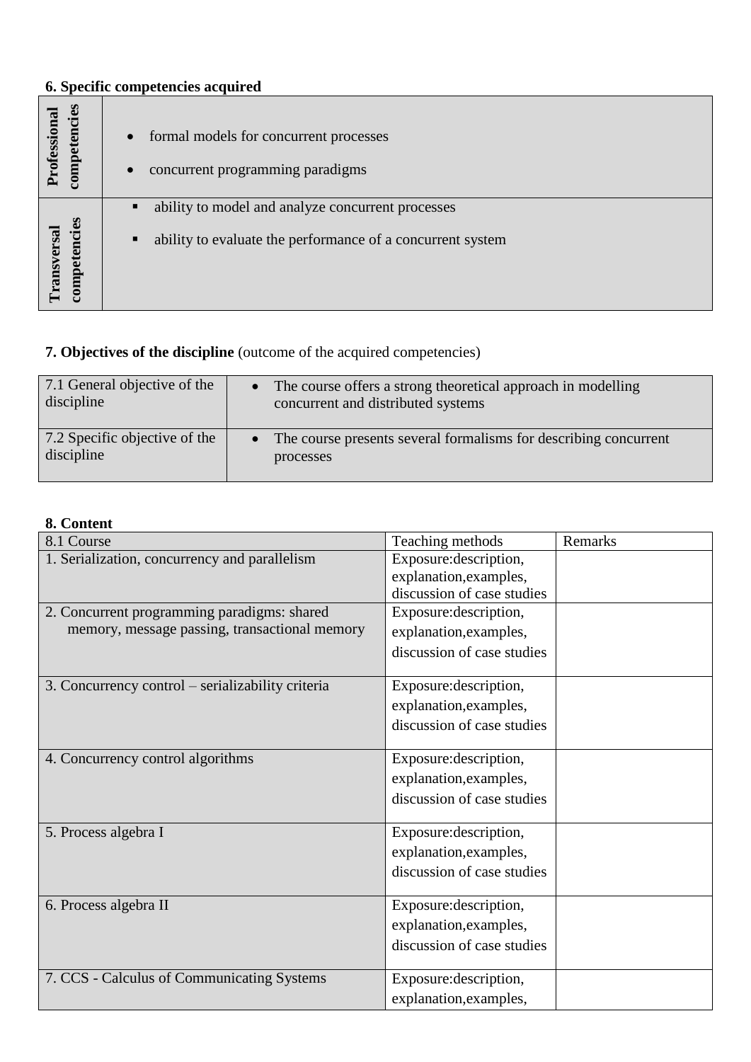**6. Specific competencies acquired**

| | |
|---|---|
| **Professional competencies** | • formal models for concurrent processes<br>• concurrent programming paradigms |
| **Transversal competencies** | ▪ ability to model and analyze concurrent processes<br>▪ ability to evaluate the performance of a concurrent system |

**7. Objectives of the discipline** (outcome of the acquired competencies)

| | |
|---|---|
| 7.1 General objective of the discipline | • The course offers a strong theoretical approach in modelling concurrent and distributed systems |
| 7.2 Specific objective of the discipline | • The course presents several formalisms for describing concurrent processes |

**8. Content**

| 8.1 Course | Teaching methods | Remarks |
|---|---|---|
| 1. Serialization, concurrency and parallelism | Exposure:description, explanation,examples, discussion of case studies | |
| 2. Concurrent programming paradigms: shared memory, message passing, transactional memory | Exposure:description, explanation,examples, discussion of case studies | |
| 3. Concurrency control – serializability criteria | Exposure:description, explanation,examples, discussion of case studies | |
| 4. Concurrency control algorithms | Exposure:description, explanation,examples, discussion of case studies | |
| 5. Process algebra I | Exposure:description, explanation,examples, discussion of case studies | |
| 6. Process algebra II | Exposure:description, explanation,examples, discussion of case studies | |
| 7. CCS - Calculus of Communicating Systems | Exposure:description, explanation,examples, | |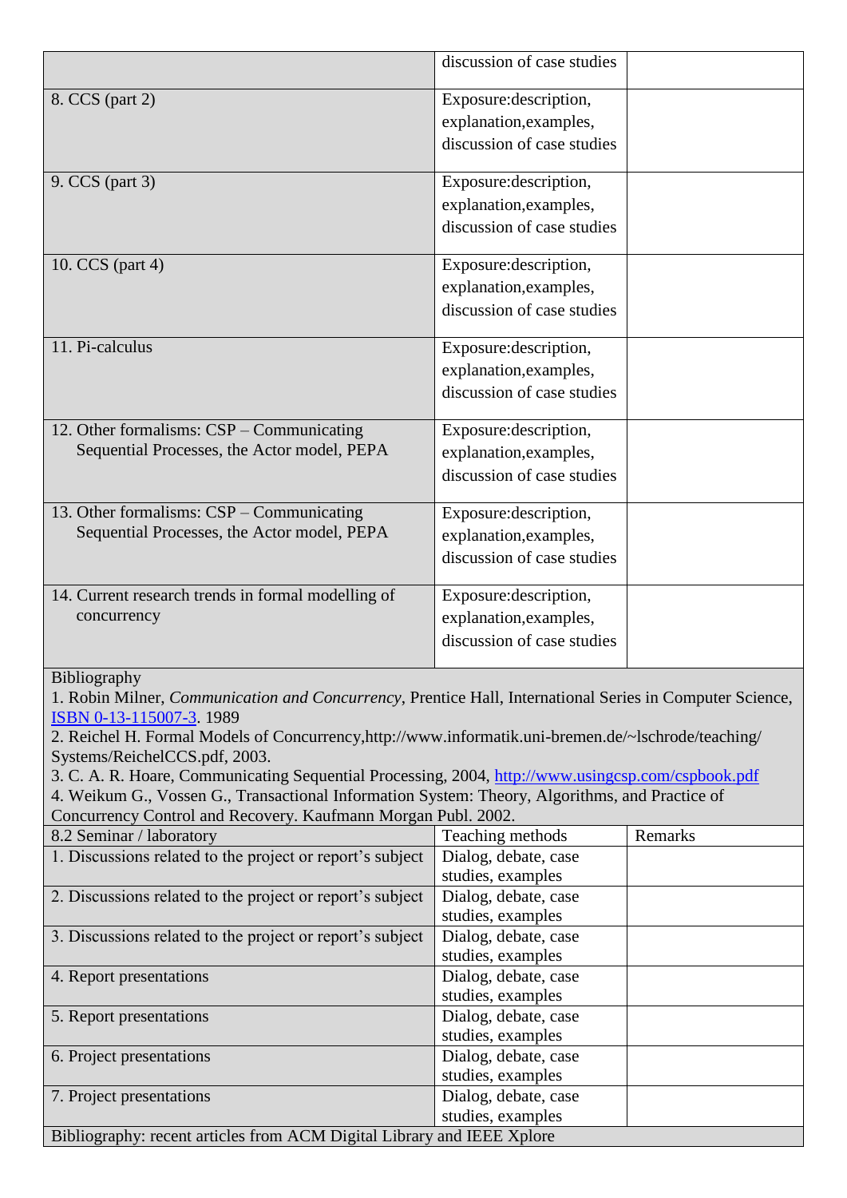| | | |
|---|---|---|
| | discussion of case studies | |
| 8. CCS (part 2) | Exposure:description, explanation,examples, discussion of case studies | |
| 9. CCS (part 3) | Exposure:description, explanation,examples, discussion of case studies | |
| 10. CCS (part 4) | Exposure:description, explanation,examples, discussion of case studies | |
| 11. Pi-calculus | Exposure:description, explanation,examples, discussion of case studies | |
| 12. Other formalisms: CSP – Communicating Sequential Processes, the Actor model, PEPA | Exposure:description, explanation,examples, discussion of case studies | |
| 13. Other formalisms: CSP – Communicating Sequential Processes, the Actor model, PEPA | Exposure:description, explanation,examples, discussion of case studies | |
| 14. Current research trends in formal modelling of concurrency | Exposure:description, explanation,examples, discussion of case studies | |

Bibliography

1. Robin Milner, *Communication and Concurrency*, Prentice Hall, International Series in Computer Science, ISBN 0-13-115007-3. 1989
2. Reichel H. Formal Models of Concurrency,http://www.informatik.uni-bremen.de/~lschrode/teaching/Systems/ReichelCCS.pdf, 2003.
3. C. A. R. Hoare, Communicating Sequential Processing, 2004, http://www.usingcsp.com/cspbook.pdf
4. Weikum G., Vossen G., Transactional Information System: Theory, Algorithms, and Practice of Concurrency Control and Recovery. Kaufmann Morgan Publ. 2002.

| 8.2 Seminar / laboratory | Teaching methods | Remarks |
|---|---|---|
| 1. Discussions related to the project or report's subject | Dialog, debate, case studies, examples | |
| 2. Discussions related to the project or report's subject | Dialog, debate, case studies, examples | |
| 3. Discussions related to the project or report's subject | Dialog, debate, case studies, examples | |
| 4. Report presentations | Dialog, debate, case studies, examples | |
| 5. Report presentations | Dialog, debate, case studies, examples | |
| 6. Project presentations | Dialog, debate, case studies, examples | |
| 7. Project presentations | Dialog, debate, case studies, examples | |

Bibliography: recent articles from ACM Digital Library and IEEE Xplore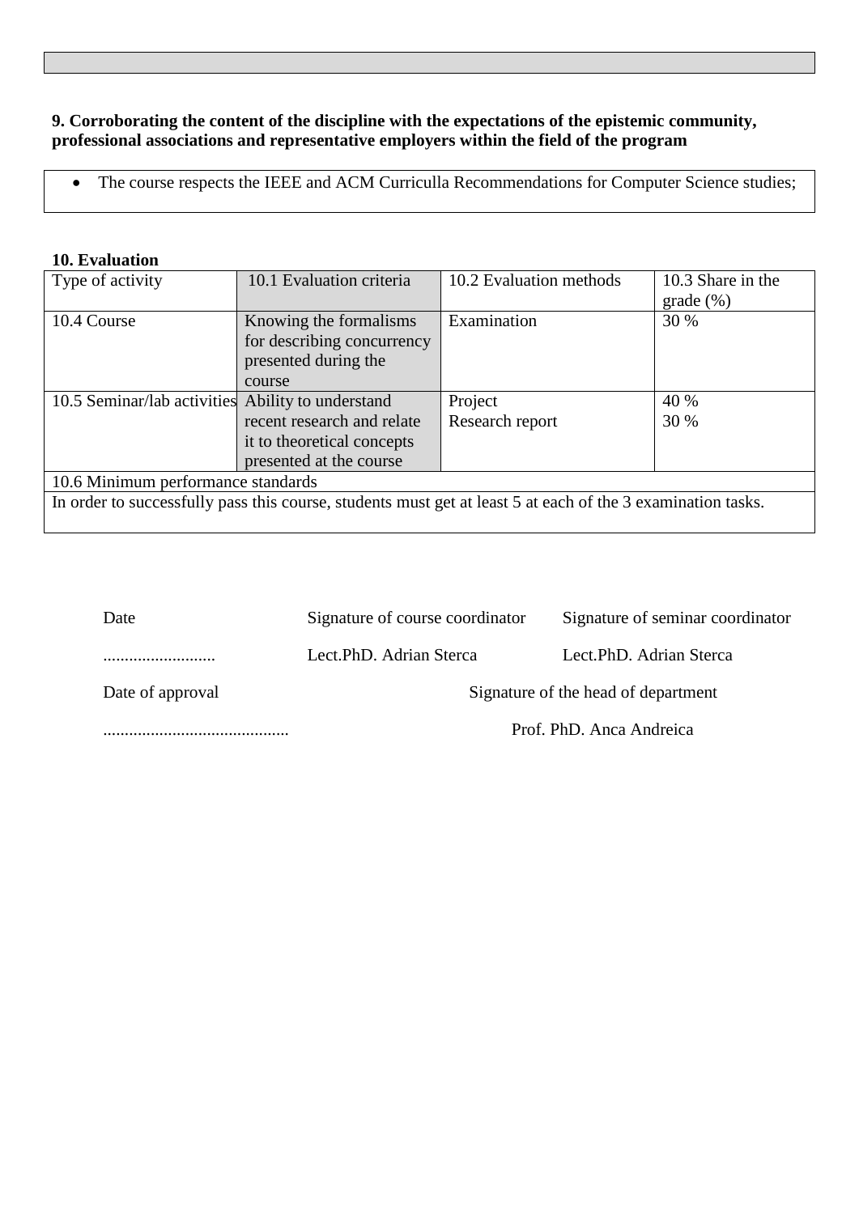**9. Corroborating the content of the discipline with the expectations of the epistemic community, professional associations and representative employers within the field of the program**

- The course respects the IEEE and ACM Curriculla Recommendations for Computer Science studies;

**10. Evaluation**

| Type of activity | 10.1 Evaluation criteria | 10.2 Evaluation methods | 10.3 Share in the grade (%) |
|---|---|---|---|
| 10.4 Course | Knowing the formalisms for describing concurrency presented during the course | Examination | 30 % |
| 10.5 Seminar/lab activities | Ability to understand recent research and relate it to theoretical concepts presented at the course | Project<br>Research report | 40 %<br>30 % |
| 10.6 Minimum performance standards | | | |
| In order to successfully pass this course, students must get at least 5 at each of the 3 examination tasks. | | | |

| Date | Signature of course coordinator | Signature of seminar coordinator |
|---|---|---|
| .......................... | Lect.PhD. Adrian Sterca | Lect.PhD. Adrian Sterca |

| Date of approval | Signature of the head of department |
|---|---|
| .......................................... | Prof. PhD. Anca Andreica |